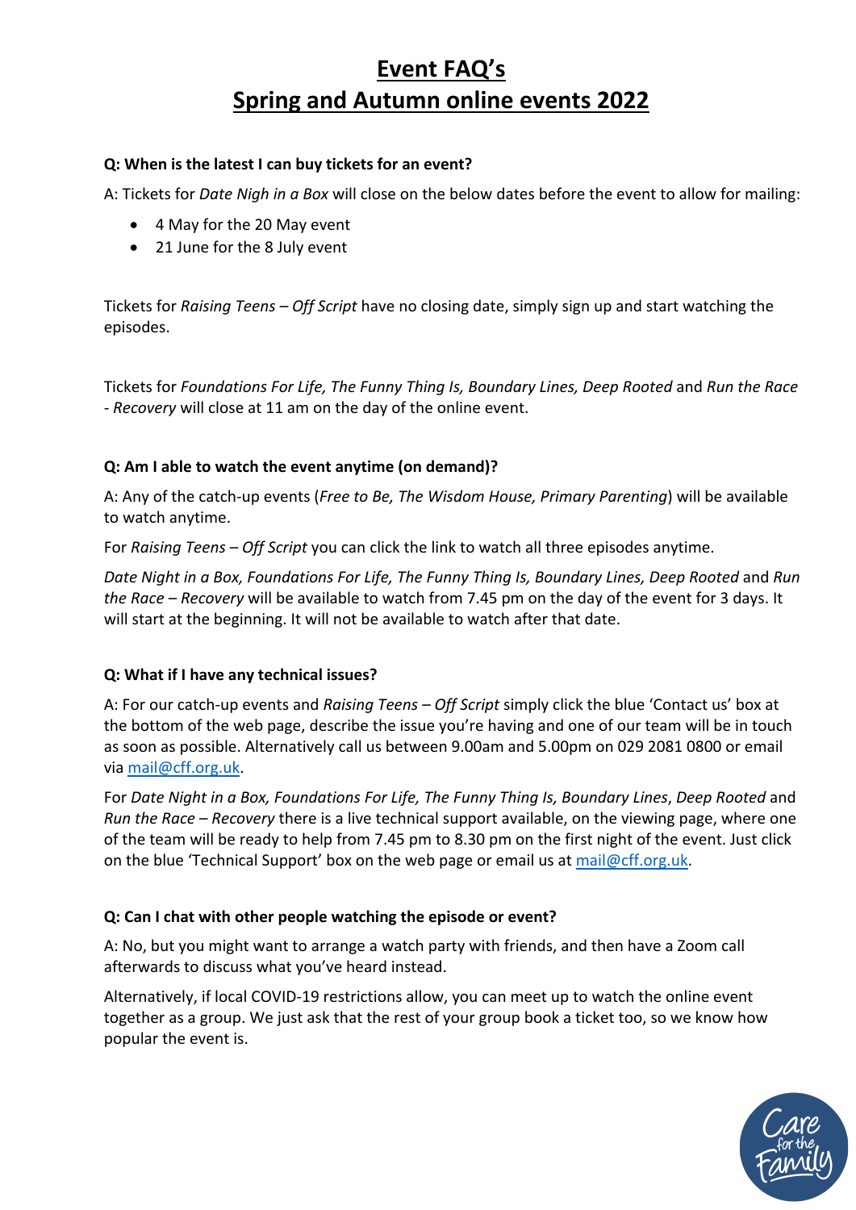# Event FAQ's
# Spring and Autumn online events 2022

**Q: When is the latest I can buy tickets for an event?**

A: Tickets for *Date Nigh in a Box* will close on the below dates before the event to allow for mailing:

- 4 May for the 20 May event
- 21 June for the 8 July event

Tickets for *Raising Teens – Off Script* have no closing date, simply sign up and start watching the episodes.

Tickets for *Foundations For Life, The Funny Thing Is, Boundary Lines, Deep Rooted* and *Run the Race - Recovery* will close at 11 am on the day of the online event.

**Q: Am I able to watch the event anytime (on demand)?**

A: Any of the catch-up events (*Free to Be, The Wisdom House, Primary Parenting*) will be available to watch anytime.

For *Raising Teens – Off Script* you can click the link to watch all three episodes anytime.

*Date Night in a Box, Foundations For Life, The Funny Thing Is, Boundary Lines, Deep Rooted* and *Run the Race – Recovery* will be available to watch from 7.45 pm on the day of the event for 3 days. It will start at the beginning. It will not be available to watch after that date.

**Q: What if I have any technical issues?**

A: For our catch-up events and *Raising Teens – Off Script* simply click the blue 'Contact us' box at the bottom of the web page, describe the issue you're having and one of our team will be in touch as soon as possible. Alternatively call us between 9.00am and 5.00pm on 029 2081 0800 or email via mail@cff.org.uk.

For *Date Night in a Box, Foundations For Life, The Funny Thing Is, Boundary Lines*, *Deep Rooted* and *Run the Race – Recovery* there is a live technical support available, on the viewing page, where one of the team will be ready to help from 7.45 pm to 8.30 pm on the first night of the event. Just click on the blue 'Technical Support' box on the web page or email us at mail@cff.org.uk.

**Q: Can I chat with other people watching the episode or event?**

A: No, but you might want to arrange a watch party with friends, and then have a Zoom call afterwards to discuss what you've heard instead.

Alternatively, if local COVID-19 restrictions allow, you can meet up to watch the online event together as a group. We just ask that the rest of your group book a ticket too, so we know how popular the event is.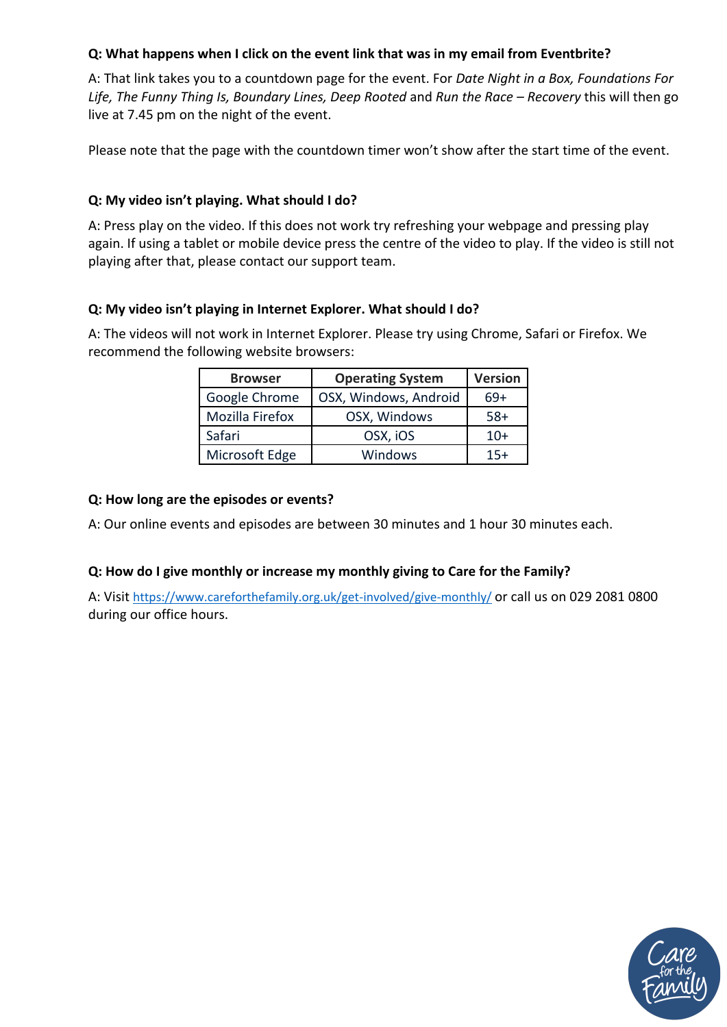**Q: What happens when I click on the event link that was in my email from Eventbrite?**

A: That link takes you to a countdown page for the event. For *Date Night in a Box, Foundations For Life, The Funny Thing Is, Boundary Lines, Deep Rooted* and *Run the Race – Recovery* this will then go live at 7.45 pm on the night of the event.

Please note that the page with the countdown timer won't show after the start time of the event.

**Q: My video isn't playing. What should I do?**

A: Press play on the video. If this does not work try refreshing your webpage and pressing play again. If using a tablet or mobile device press the centre of the video to play. If the video is still not playing after that, please contact our support team.

**Q: My video isn't playing in Internet Explorer. What should I do?**

A: The videos will not work in Internet Explorer. Please try using Chrome, Safari or Firefox. We recommend the following website browsers:

| Browser | Operating System | Version |
|---|---|---|
| Google Chrome | OSX, Windows, Android | 69+ |
| Mozilla Firefox | OSX, Windows | 58+ |
| Safari | OSX, iOS | 10+ |
| Microsoft Edge | Windows | 15+ |

**Q: How long are the episodes or events?**

A: Our online events and episodes are between 30 minutes and 1 hour 30 minutes each.

**Q: How do I give monthly or increase my monthly giving to Care for the Family?**

A: Visit https://www.careforthefamily.org.uk/get-involved/give-monthly/ or call us on 029 2081 0800 during our office hours.